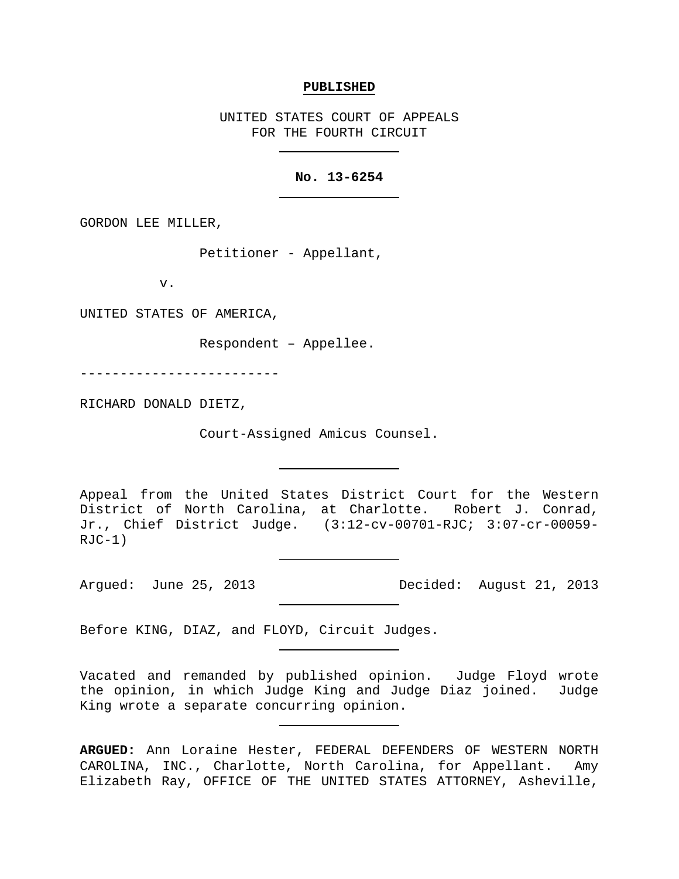**PUBLISHED**

UNITED STATES COURT OF APPEALS
FOR THE FOURTH CIRCUIT

---

**No. 13-6254**

---

GORDON LEE MILLER,

Petitioner - Appellant,

v.

UNITED STATES OF AMERICA,

Respondent – Appellee.

-------------------------

RICHARD DONALD DIETZ,

Court-Assigned Amicus Counsel.

---

Appeal from the United States District Court for the Western District of North Carolina, at Charlotte. Robert J. Conrad, Jr., Chief District Judge. (3:12-cv-00701-RJC; 3:07-cr-00059-RJC-1)

---

Argued: June 25, 2013 Decided: August 21, 2013

---

Before KING, DIAZ, and FLOYD, Circuit Judges.

---

Vacated and remanded by published opinion. Judge Floyd wrote the opinion, in which Judge King and Judge Diaz joined. Judge King wrote a separate concurring opinion.

---

**ARGUED:** Ann Loraine Hester, FEDERAL DEFENDERS OF WESTERN NORTH CAROLINA, INC., Charlotte, North Carolina, for Appellant. Amy Elizabeth Ray, OFFICE OF THE UNITED STATES ATTORNEY, Asheville,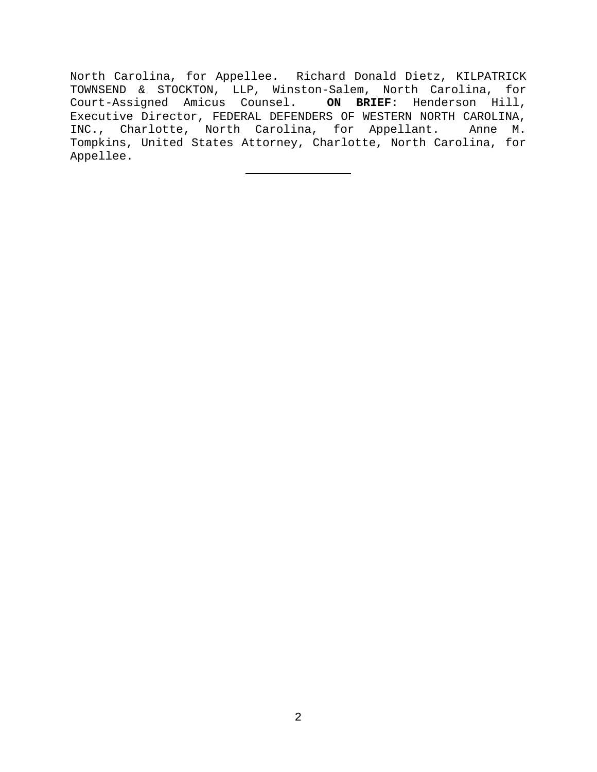North Carolina, for Appellee. Richard Donald Dietz, KILPATRICK TOWNSEND & STOCKTON, LLP, Winston-Salem, North Carolina, for Court-Assigned Amicus Counsel. **ON BRIEF:** Henderson Hill, Executive Director, FEDERAL DEFENDERS OF WESTERN NORTH CAROLINA, INC., Charlotte, North Carolina, for Appellant. Anne M. Tompkins, United States Attorney, Charlotte, North Carolina, for Appellee.

---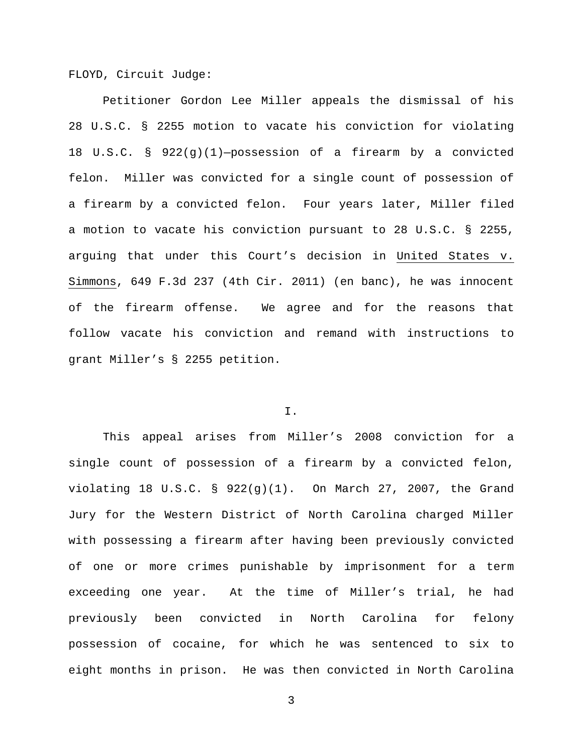FLOYD, Circuit Judge:

Petitioner Gordon Lee Miller appeals the dismissal of his 28 U.S.C. § 2255 motion to vacate his conviction for violating 18 U.S.C. § 922(g)(1)—possession of a firearm by a convicted felon. Miller was convicted for a single count of possession of a firearm by a convicted felon. Four years later, Miller filed a motion to vacate his conviction pursuant to 28 U.S.C. § 2255, arguing that under this Court's decision in United States v. Simmons, 649 F.3d 237 (4th Cir. 2011) (en banc), he was innocent of the firearm offense. We agree and for the reasons that follow vacate his conviction and remand with instructions to grant Miller's § 2255 petition.

## I.

This appeal arises from Miller's 2008 conviction for a single count of possession of a firearm by a convicted felon, violating 18 U.S.C. § 922(g)(1). On March 27, 2007, the Grand Jury for the Western District of North Carolina charged Miller with possessing a firearm after having been previously convicted of one or more crimes punishable by imprisonment for a term exceeding one year. At the time of Miller's trial, he had previously been convicted in North Carolina for felony possession of cocaine, for which he was sentenced to six to eight months in prison. He was then convicted in North Carolina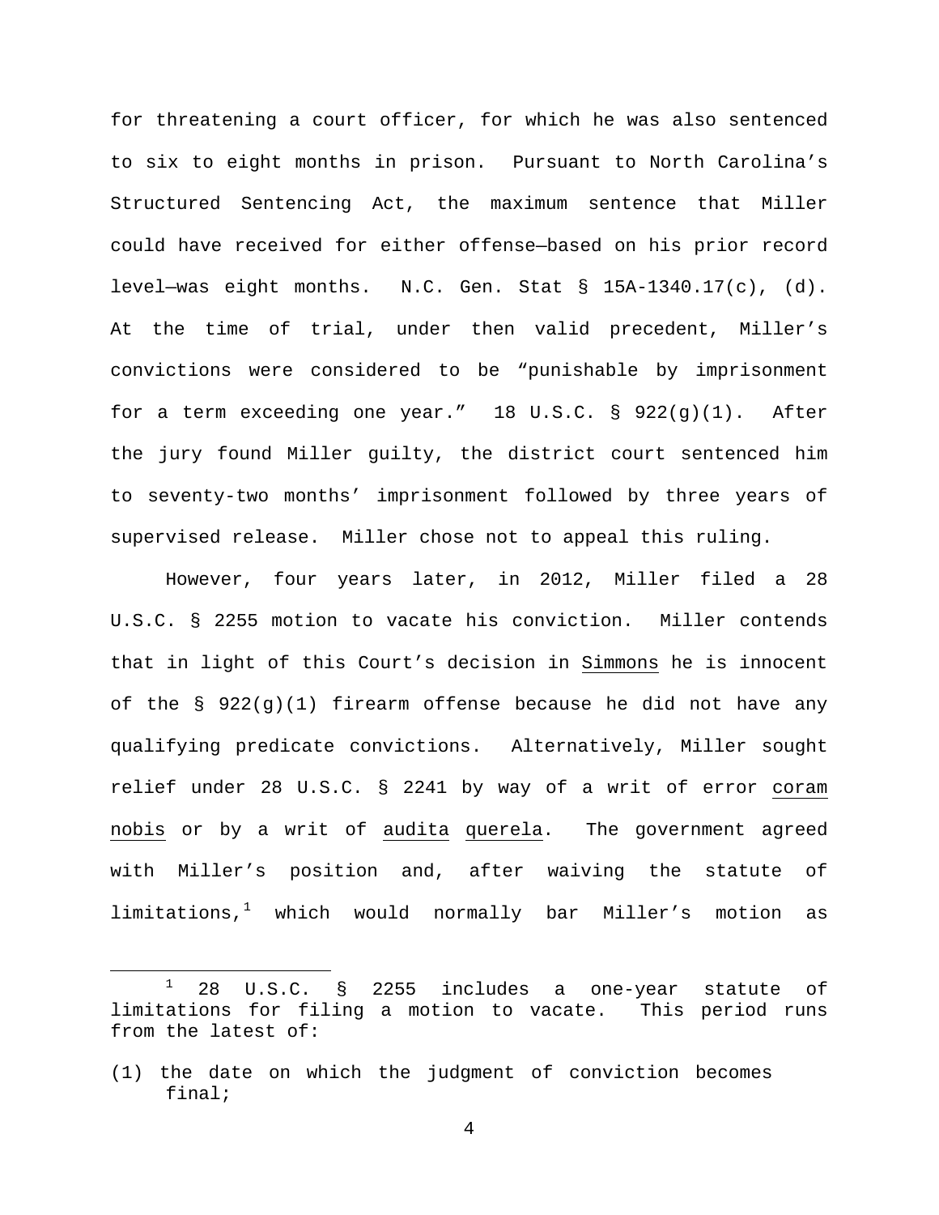for threatening a court officer, for which he was also sentenced to six to eight months in prison. Pursuant to North Carolina's Structured Sentencing Act, the maximum sentence that Miller could have received for either offense—based on his prior record level—was eight months. N.C. Gen. Stat § 15A-1340.17(c), (d). At the time of trial, under then valid precedent, Miller's convictions were considered to be "punishable by imprisonment for a term exceeding one year." 18 U.S.C. § 922(g)(1). After the jury found Miller guilty, the district court sentenced him to seventy-two months' imprisonment followed by three years of supervised release. Miller chose not to appeal this ruling.

However, four years later, in 2012, Miller filed a 28 U.S.C. § 2255 motion to vacate his conviction. Miller contends that in light of this Court's decision in Simmons he is innocent of the § 922(g)(1) firearm offense because he did not have any qualifying predicate convictions. Alternatively, Miller sought relief under 28 U.S.C. § 2241 by way of a writ of error coram nobis or by a writ of audita querela. The government agreed with Miller's position and, after waiving the statute of limitations,[1] which would normally bar Miller's motion as

---

[1] 28 U.S.C. § 2255 includes a one-year statute of limitations for filing a motion to vacate. This period runs from the latest of:

(1) the date on which the judgment of conviction becomes final;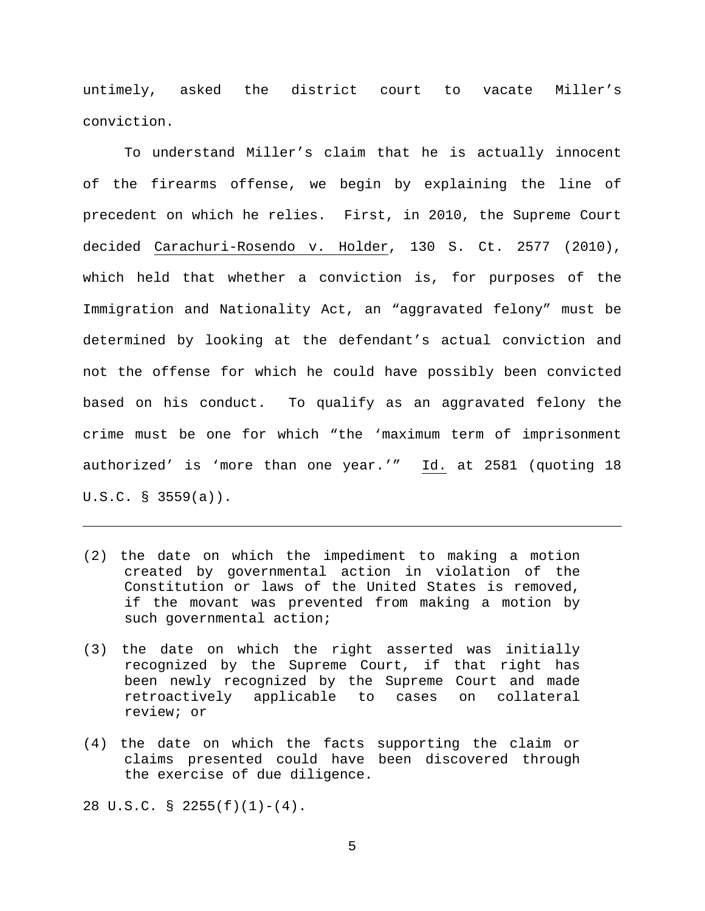untimely, asked the district court to vacate Miller's conviction.

To understand Miller's claim that he is actually innocent of the firearms offense, we begin by explaining the line of precedent on which he relies. First, in 2010, the Supreme Court decided Carachuri-Rosendo v. Holder, 130 S. Ct. 2577 (2010), which held that whether a conviction is, for purposes of the Immigration and Nationality Act, an "aggravated felony" must be determined by looking at the defendant's actual conviction and not the offense for which he could have possibly been convicted based on his conduct. To qualify as an aggravated felony the crime must be one for which "the 'maximum term of imprisonment authorized' is 'more than one year.'" Id. at 2581 (quoting 18 U.S.C. § 3559(a)).

---

(2) the date on which the impediment to making a motion created by governmental action in violation of the Constitution or laws of the United States is removed, if the movant was prevented from making a motion by such governmental action;

(3) the date on which the right asserted was initially recognized by the Supreme Court, if that right has been newly recognized by the Supreme Court and made retroactively applicable to cases on collateral review; or

(4) the date on which the facts supporting the claim or claims presented could have been discovered through the exercise of due diligence.

28 U.S.C. § 2255(f)(1)-(4).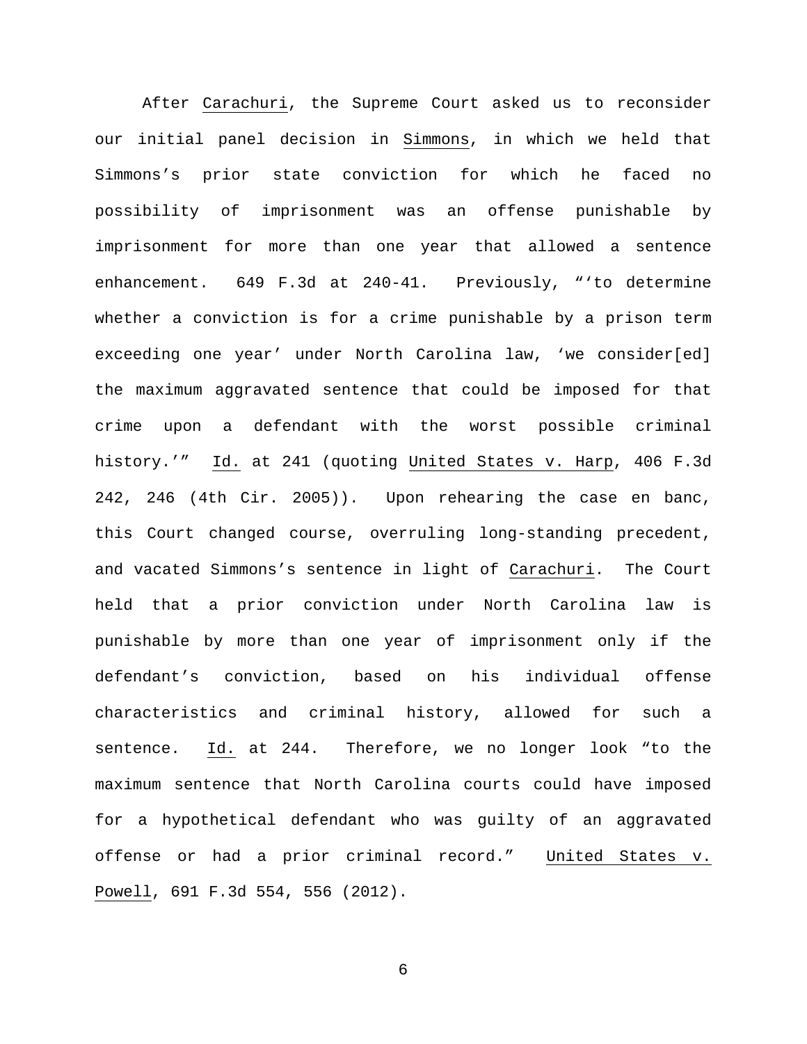After Carachuri, the Supreme Court asked us to reconsider our initial panel decision in Simmons, in which we held that Simmons's prior state conviction for which he faced no possibility of imprisonment was an offense punishable by imprisonment for more than one year that allowed a sentence enhancement. 649 F.3d at 240-41. Previously, "'to determine whether a conviction is for a crime punishable by a prison term exceeding one year' under North Carolina law, 'we consider[ed] the maximum aggravated sentence that could be imposed for that crime upon a defendant with the worst possible criminal history.'" Id. at 241 (quoting United States v. Harp, 406 F.3d 242, 246 (4th Cir. 2005)). Upon rehearing the case en banc, this Court changed course, overruling long-standing precedent, and vacated Simmons's sentence in light of Carachuri. The Court held that a prior conviction under North Carolina law is punishable by more than one year of imprisonment only if the defendant's conviction, based on his individual offense characteristics and criminal history, allowed for such a sentence. Id. at 244. Therefore, we no longer look "to the maximum sentence that North Carolina courts could have imposed for a hypothetical defendant who was guilty of an aggravated offense or had a prior criminal record." United States v. Powell, 691 F.3d 554, 556 (2012).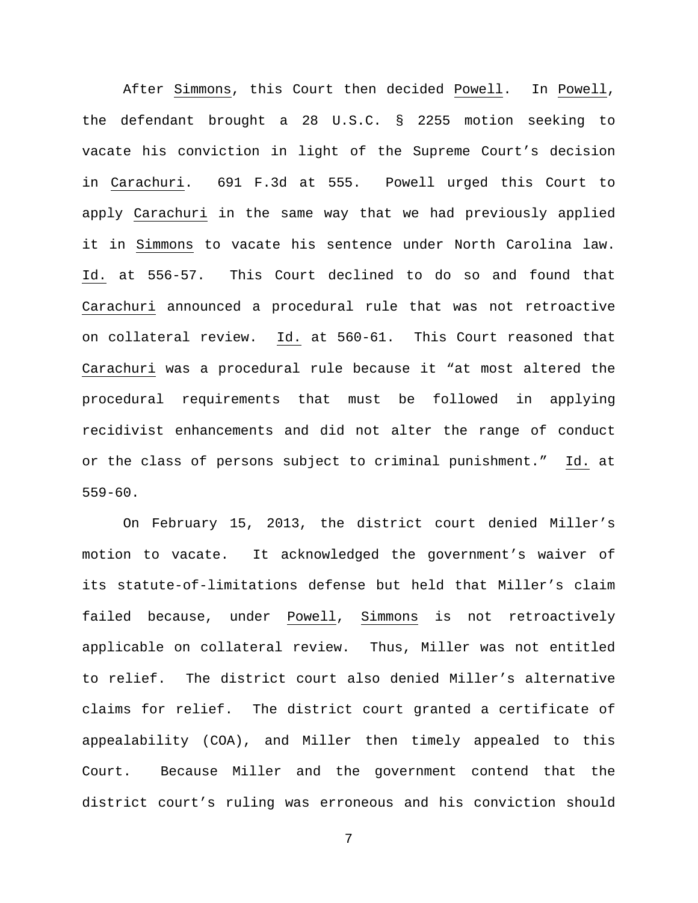After Simmons, this Court then decided Powell. In Powell, the defendant brought a 28 U.S.C. § 2255 motion seeking to vacate his conviction in light of the Supreme Court's decision in Carachuri. 691 F.3d at 555. Powell urged this Court to apply Carachuri in the same way that we had previously applied it in Simmons to vacate his sentence under North Carolina law. Id. at 556-57. This Court declined to do so and found that Carachuri announced a procedural rule that was not retroactive on collateral review. Id. at 560-61. This Court reasoned that Carachuri was a procedural rule because it "at most altered the procedural requirements that must be followed in applying recidivist enhancements and did not alter the range of conduct or the class of persons subject to criminal punishment." Id. at 559-60.

On February 15, 2013, the district court denied Miller's motion to vacate. It acknowledged the government's waiver of its statute-of-limitations defense but held that Miller's claim failed because, under Powell, Simmons is not retroactively applicable on collateral review. Thus, Miller was not entitled to relief. The district court also denied Miller's alternative claims for relief. The district court granted a certificate of appealability (COA), and Miller then timely appealed to this Court. Because Miller and the government contend that the district court's ruling was erroneous and his conviction should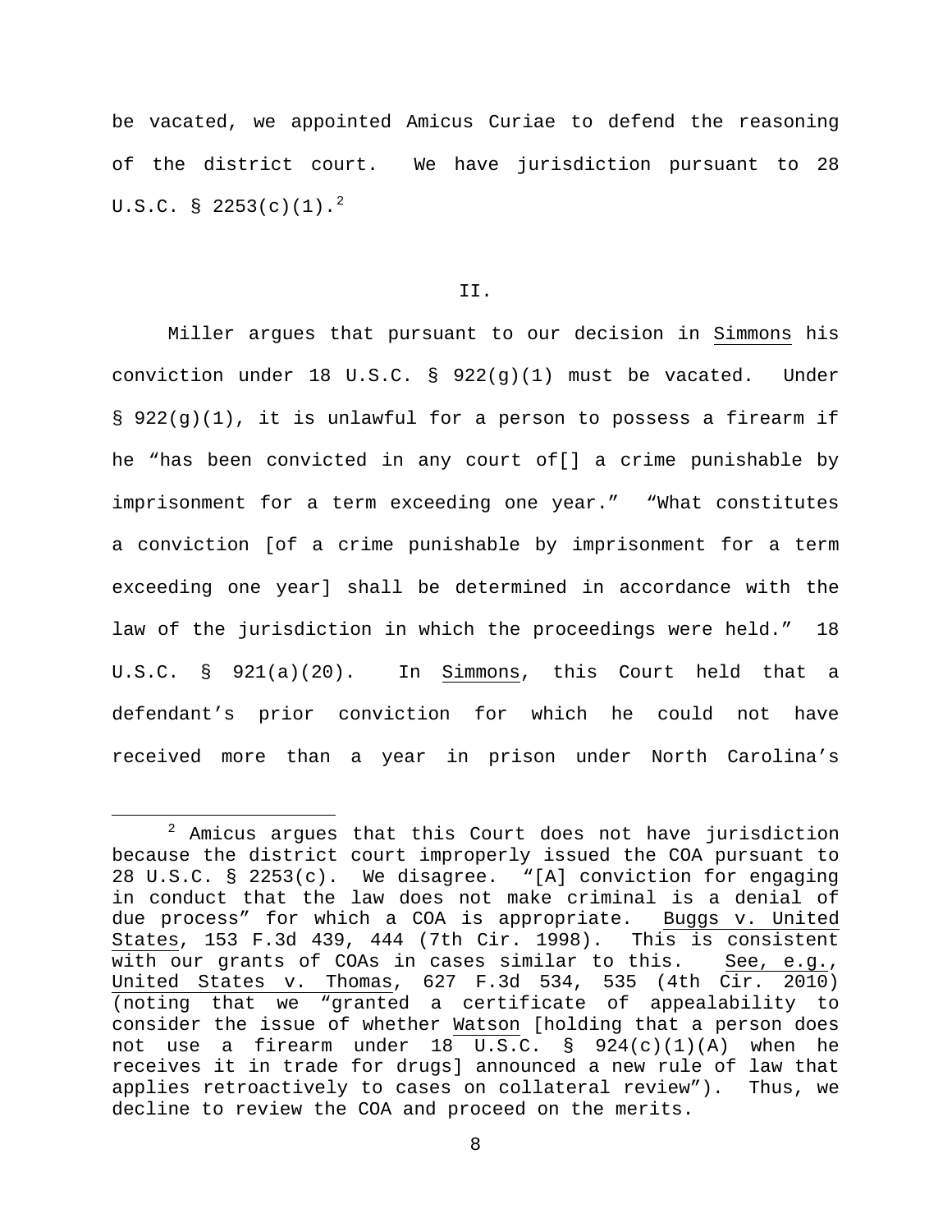be vacated, we appointed Amicus Curiae to defend the reasoning of the district court. We have jurisdiction pursuant to 28 U.S.C. § 2253(c)(1).[2]

## II.

Miller argues that pursuant to our decision in Simmons his conviction under 18 U.S.C. § 922(g)(1) must be vacated. Under § 922(g)(1), it is unlawful for a person to possess a firearm if he "has been convicted in any court of[] a crime punishable by imprisonment for a term exceeding one year." "What constitutes a conviction [of a crime punishable by imprisonment for a term exceeding one year] shall be determined in accordance with the law of the jurisdiction in which the proceedings were held." 18 U.S.C. § 921(a)(20). In Simmons, this Court held that a defendant's prior conviction for which he could not have received more than a year in prison under North Carolina's

---

[2] Amicus argues that this Court does not have jurisdiction because the district court improperly issued the COA pursuant to 28 U.S.C. § 2253(c). We disagree. "[A] conviction for engaging in conduct that the law does not make criminal is a denial of due process" for which a COA is appropriate. Buggs v. United States, 153 F.3d 439, 444 (7th Cir. 1998). This is consistent with our grants of COAs in cases similar to this. See, e.g., United States v. Thomas, 627 F.3d 534, 535 (4th Cir. 2010) (noting that we "granted a certificate of appealability to consider the issue of whether Watson [holding that a person does not use a firearm under 18 U.S.C. § 924(c)(1)(A) when he receives it in trade for drugs] announced a new rule of law that applies retroactively to cases on collateral review"). Thus, we decline to review the COA and proceed on the merits.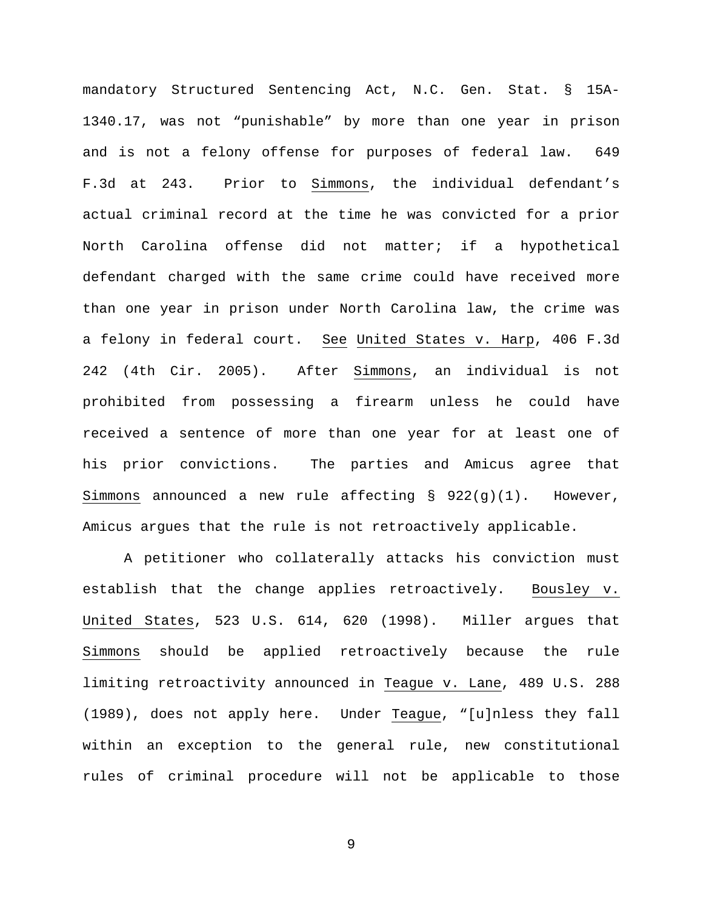mandatory Structured Sentencing Act, N.C. Gen. Stat. § 15A-1340.17, was not "punishable" by more than one year in prison and is not a felony offense for purposes of federal law. 649 F.3d at 243. Prior to Simmons, the individual defendant's actual criminal record at the time he was convicted for a prior North Carolina offense did not matter; if a hypothetical defendant charged with the same crime could have received more than one year in prison under North Carolina law, the crime was a felony in federal court. See United States v. Harp, 406 F.3d 242 (4th Cir. 2005). After Simmons, an individual is not prohibited from possessing a firearm unless he could have received a sentence of more than one year for at least one of his prior convictions. The parties and Amicus agree that Simmons announced a new rule affecting § 922(g)(1). However, Amicus argues that the rule is not retroactively applicable.

A petitioner who collaterally attacks his conviction must establish that the change applies retroactively. Bousley v. United States, 523 U.S. 614, 620 (1998). Miller argues that Simmons should be applied retroactively because the rule limiting retroactivity announced in Teague v. Lane, 489 U.S. 288 (1989), does not apply here. Under Teague, "[u]nless they fall within an exception to the general rule, new constitutional rules of criminal procedure will not be applicable to those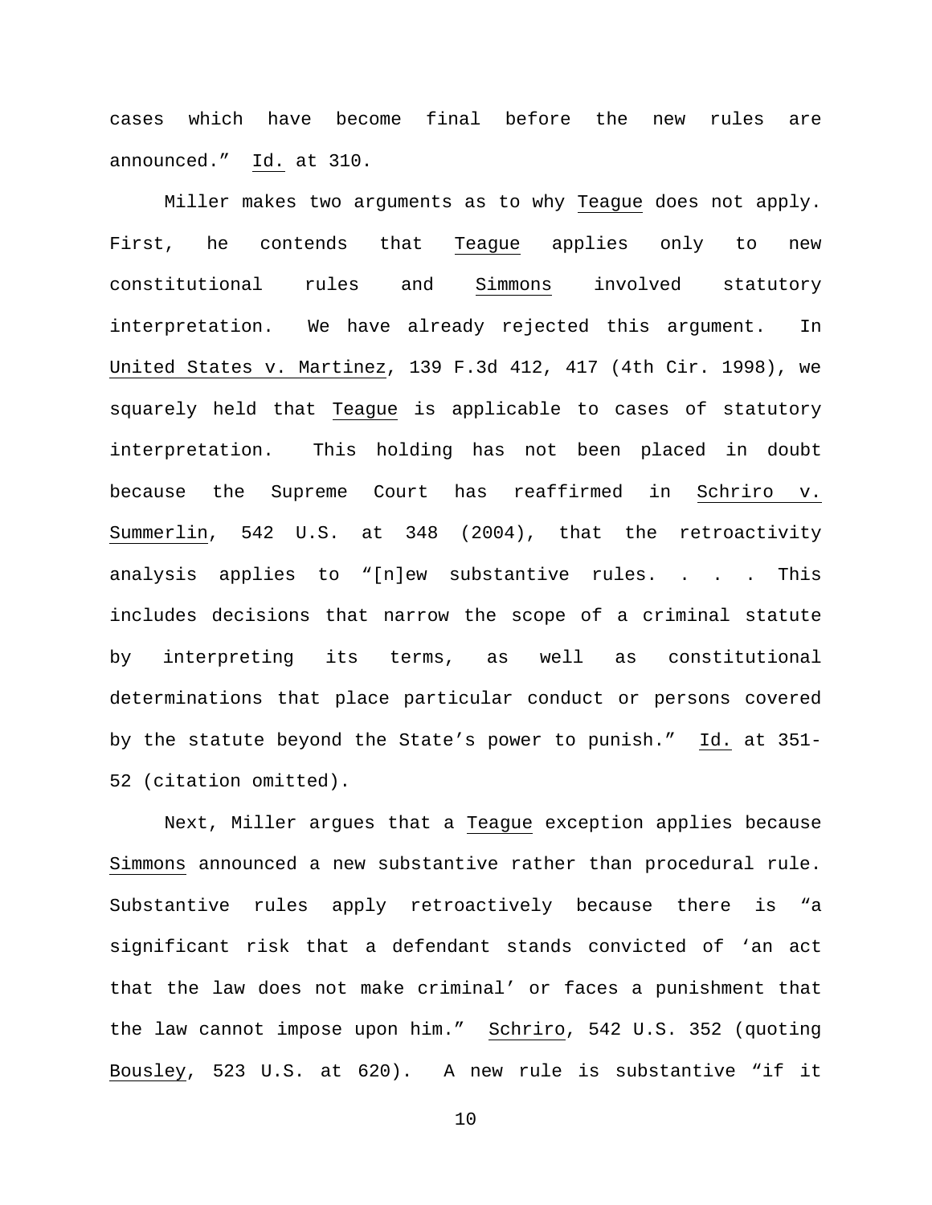cases which have become final before the new rules are announced." Id. at 310.

Miller makes two arguments as to why Teague does not apply. First, he contends that Teague applies only to new constitutional rules and Simmons involved statutory interpretation. We have already rejected this argument. In United States v. Martinez, 139 F.3d 412, 417 (4th Cir. 1998), we squarely held that Teague is applicable to cases of statutory interpretation. This holding has not been placed in doubt because the Supreme Court has reaffirmed in Schriro v. Summerlin, 542 U.S. at 348 (2004), that the retroactivity analysis applies to "[n]ew substantive rules. . . . This includes decisions that narrow the scope of a criminal statute by interpreting its terms, as well as constitutional determinations that place particular conduct or persons covered by the statute beyond the State's power to punish." Id. at 351-52 (citation omitted).

Next, Miller argues that a Teague exception applies because Simmons announced a new substantive rather than procedural rule. Substantive rules apply retroactively because there is "a significant risk that a defendant stands convicted of 'an act that the law does not make criminal' or faces a punishment that the law cannot impose upon him." Schriro, 542 U.S. 352 (quoting Bousley, 523 U.S. at 620). A new rule is substantive "if it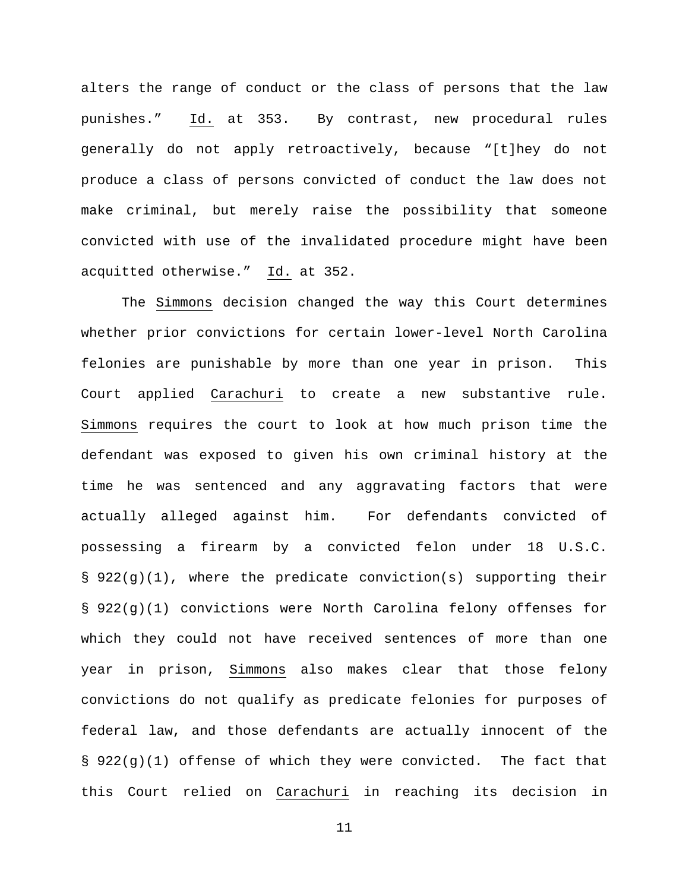alters the range of conduct or the class of persons that the law punishes." Id. at 353. By contrast, new procedural rules generally do not apply retroactively, because "[t]hey do not produce a class of persons convicted of conduct the law does not make criminal, but merely raise the possibility that someone convicted with use of the invalidated procedure might have been acquitted otherwise." Id. at 352.

The Simmons decision changed the way this Court determines whether prior convictions for certain lower-level North Carolina felonies are punishable by more than one year in prison. This Court applied Carachuri to create a new substantive rule. Simmons requires the court to look at how much prison time the defendant was exposed to given his own criminal history at the time he was sentenced and any aggravating factors that were actually alleged against him. For defendants convicted of possessing a firearm by a convicted felon under 18 U.S.C. § 922(g)(1), where the predicate conviction(s) supporting their § 922(g)(1) convictions were North Carolina felony offenses for which they could not have received sentences of more than one year in prison, Simmons also makes clear that those felony convictions do not qualify as predicate felonies for purposes of federal law, and those defendants are actually innocent of the § 922(g)(1) offense of which they were convicted. The fact that this Court relied on Carachuri in reaching its decision in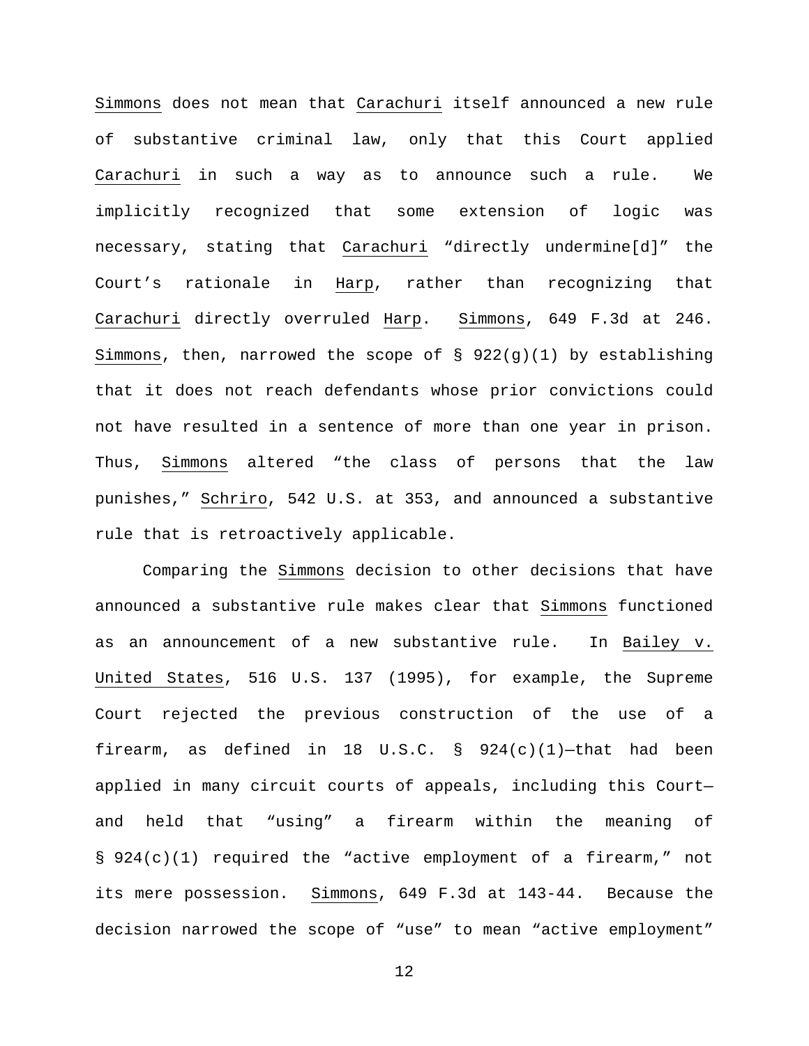Simmons does not mean that Carachuri itself announced a new rule of substantive criminal law, only that this Court applied Carachuri in such a way as to announce such a rule. We implicitly recognized that some extension of logic was necessary, stating that Carachuri "directly undermine[d]" the Court's rationale in Harp, rather than recognizing that Carachuri directly overruled Harp. Simmons, 649 F.3d at 246. Simmons, then, narrowed the scope of § 922(g)(1) by establishing that it does not reach defendants whose prior convictions could not have resulted in a sentence of more than one year in prison. Thus, Simmons altered "the class of persons that the law punishes," Schriro, 542 U.S. at 353, and announced a substantive rule that is retroactively applicable.

Comparing the Simmons decision to other decisions that have announced a substantive rule makes clear that Simmons functioned as an announcement of a new substantive rule. In Bailey v. United States, 516 U.S. 137 (1995), for example, the Supreme Court rejected the previous construction of the use of a firearm, as defined in 18 U.S.C. § 924(c)(1)—that had been applied in many circuit courts of appeals, including this Court—and held that "using" a firearm within the meaning of § 924(c)(1) required the "active employment of a firearm," not its mere possession. Simmons, 649 F.3d at 143-44. Because the decision narrowed the scope of "use" to mean "active employment"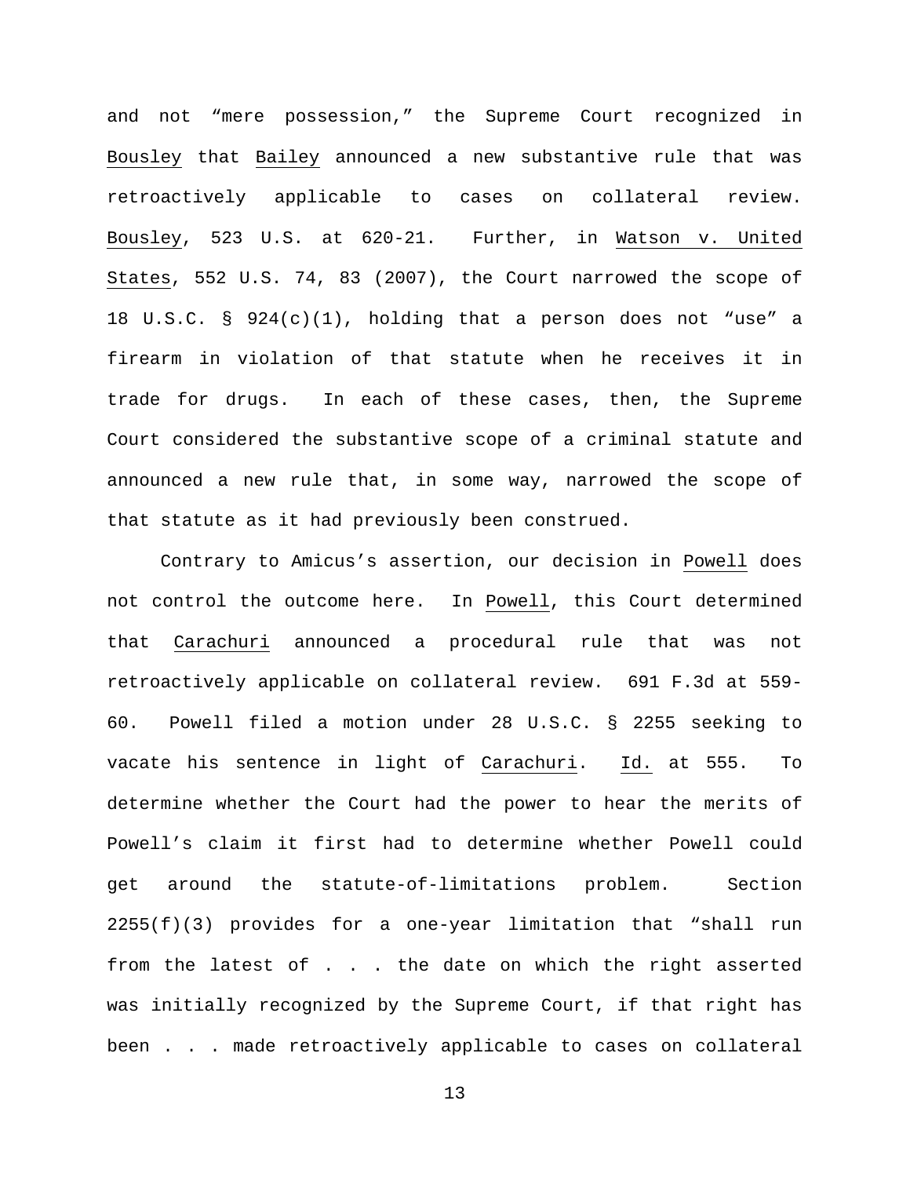and not "mere possession," the Supreme Court recognized in Bousley that Bailey announced a new substantive rule that was retroactively applicable to cases on collateral review. Bousley, 523 U.S. at 620-21. Further, in Watson v. United States, 552 U.S. 74, 83 (2007), the Court narrowed the scope of 18 U.S.C. § 924(c)(1), holding that a person does not "use" a firearm in violation of that statute when he receives it in trade for drugs. In each of these cases, then, the Supreme Court considered the substantive scope of a criminal statute and announced a new rule that, in some way, narrowed the scope of that statute as it had previously been construed.

Contrary to Amicus's assertion, our decision in Powell does not control the outcome here. In Powell, this Court determined that Carachuri announced a procedural rule that was not retroactively applicable on collateral review. 691 F.3d at 559-60. Powell filed a motion under 28 U.S.C. § 2255 seeking to vacate his sentence in light of Carachuri. Id. at 555. To determine whether the Court had the power to hear the merits of Powell's claim it first had to determine whether Powell could get around the statute-of-limitations problem. Section 2255(f)(3) provides for a one-year limitation that "shall run from the latest of . . . the date on which the right asserted was initially recognized by the Supreme Court, if that right has been . . . made retroactively applicable to cases on collateral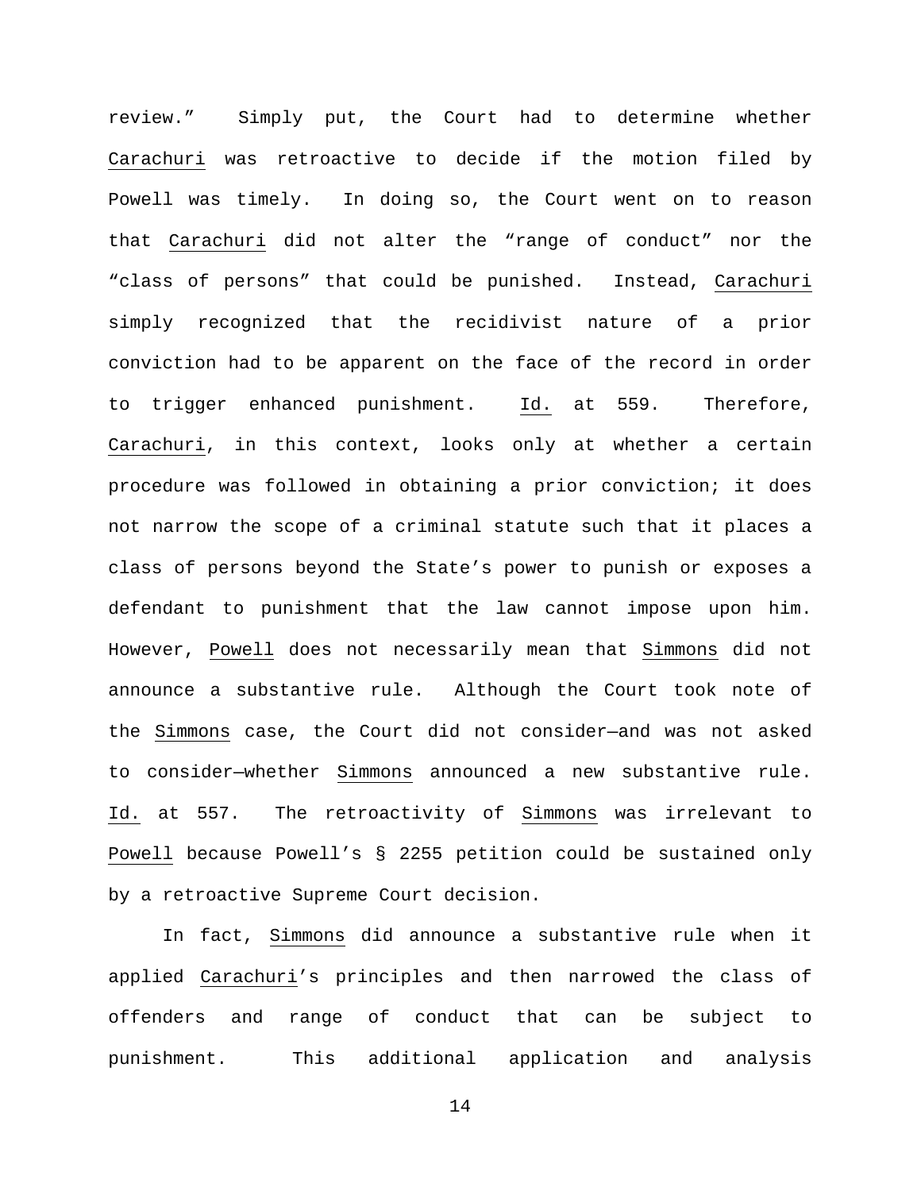review." Simply put, the Court had to determine whether Carachuri was retroactive to decide if the motion filed by Powell was timely. In doing so, the Court went on to reason that Carachuri did not alter the "range of conduct" nor the "class of persons" that could be punished. Instead, Carachuri simply recognized that the recidivist nature of a prior conviction had to be apparent on the face of the record in order to trigger enhanced punishment. Id. at 559. Therefore, Carachuri, in this context, looks only at whether a certain procedure was followed in obtaining a prior conviction; it does not narrow the scope of a criminal statute such that it places a class of persons beyond the State's power to punish or exposes a defendant to punishment that the law cannot impose upon him. However, Powell does not necessarily mean that Simmons did not announce a substantive rule. Although the Court took note of the Simmons case, the Court did not consider—and was not asked to consider—whether Simmons announced a new substantive rule. Id. at 557. The retroactivity of Simmons was irrelevant to Powell because Powell's § 2255 petition could be sustained only by a retroactive Supreme Court decision.

In fact, Simmons did announce a substantive rule when it applied Carachuri's principles and then narrowed the class of offenders and range of conduct that can be subject to punishment. This additional application and analysis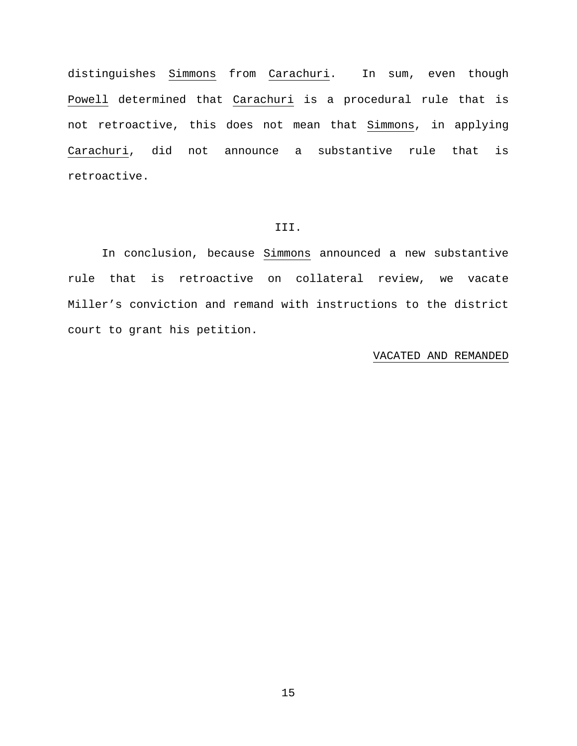distinguishes Simmons from Caracharuri. In sum, even though Powell determined that Carachuri is a procedural rule that is not retroactive, this does not mean that Simmons, in applying Carachuri, did not announce a substantive rule that is retroactive.

## III.

In conclusion, because Simmons announced a new substantive rule that is retroactive on collateral review, we vacate Miller's conviction and remand with instructions to the district court to grant his petition.

VACATED AND REMANDED

distinguishes Simmons from Carachuri. In sum, even though Powell determined that Carachuri is a procedural rule that is not retroactive, this does not mean that Simmons, in applying Carachuri, did not announce a substantive rule that is retroactive.

## III.

In conclusion, because Simmons announced a new substantive rule that is retroactive on collateral review, we vacate Miller's conviction and remand with instructions to the district court to grant his petition.

VACATED AND REMANDED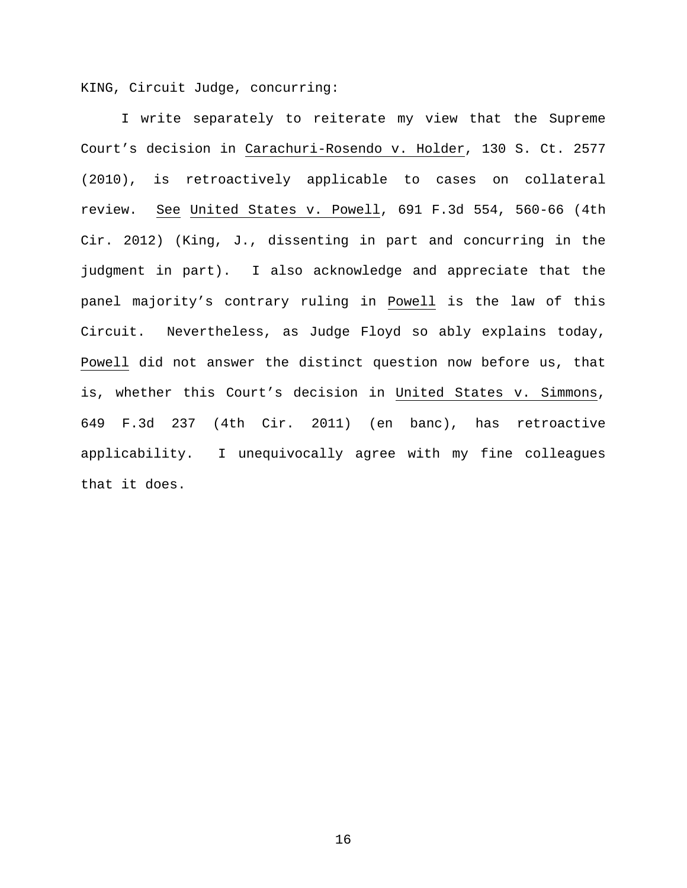KING, Circuit Judge, concurring:

I write separately to reiterate my view that the Supreme Court's decision in Carachuri-Rosendo v. Holder, 130 S. Ct. 2577 (2010), is retroactively applicable to cases on collateral review. See United States v. Powell, 691 F.3d 554, 560-66 (4th Cir. 2012) (King, J., dissenting in part and concurring in the judgment in part). I also acknowledge and appreciate that the panel majority's contrary ruling in Powell is the law of this Circuit. Nevertheless, as Judge Floyd so ably explains today, Powell did not answer the distinct question now before us, that is, whether this Court's decision in United States v. Simmons, 649 F.3d 237 (4th Cir. 2011) (en banc), has retroactive applicability. I unequivocally agree with my fine colleagues that it does.